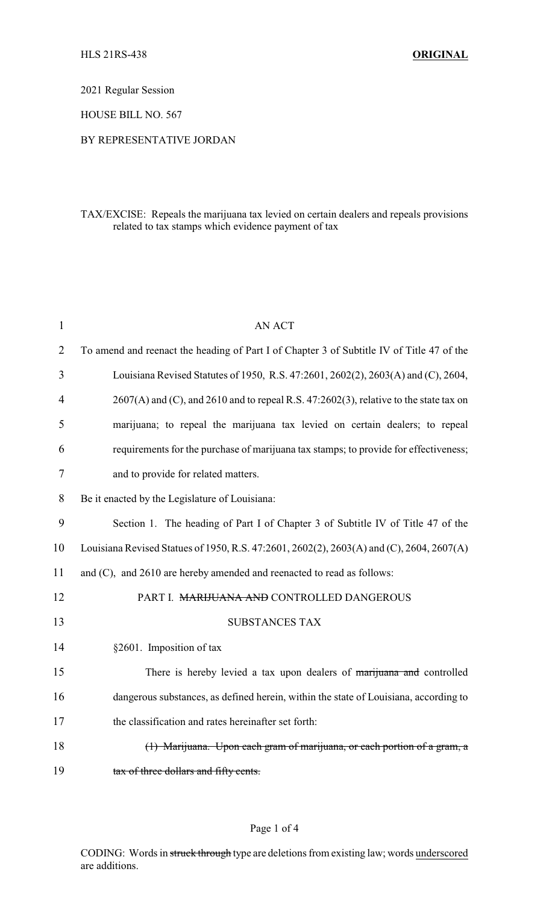HLS 21RS-438 **ORIGINAL**

2021 Regular Session

HOUSE BILL NO. 567

BY REPRESENTATIVE JORDAN

TAX/EXCISE: Repeals the marijuana tax levied on certain dealers and repeals provisions related to tax stamps which evidence payment of tax

AN ACT

To amend and reenact the heading of Part I of Chapter 3 of Subtitle IV of Title 47 of the Louisiana Revised Statutes of 1950, R.S. 47:2601, 2602(2), 2603(A) and (C), 2604, 2607(A) and (C), and 2610 and to repeal R.S. 47:2602(3), relative to the state tax on marijuana; to repeal the marijuana tax levied on certain dealers; to repeal requirements for the purchase of marijuana tax stamps; to provide for effectiveness; and to provide for related matters.

Be it enacted by the Legislature of Louisiana:

Section 1. The heading of Part I of Chapter 3 of Subtitle IV of Title 47 of the Louisiana Revised Statues of 1950, R.S. 47:2601, 2602(2), 2603(A) and (C), 2604, 2607(A) and (C), and 2610 are hereby amended and reenacted to read as follows:

PART I. ~~MARIJUANA AND~~ CONTROLLED DANGEROUS SUBSTANCES TAX

§2601. Imposition of tax

There is hereby levied a tax upon dealers of ~~marijuana and~~ controlled dangerous substances, as defined herein, within the state of Louisiana, according to the classification and rates hereinafter set forth:

~~(1) Marijuana. Upon each gram of marijuana, or each portion of a gram, a tax of three dollars and fifty cents.~~

CODING: Words in ~~struck through~~ type are deletions from existing law; words <u>underscored</u> are additions.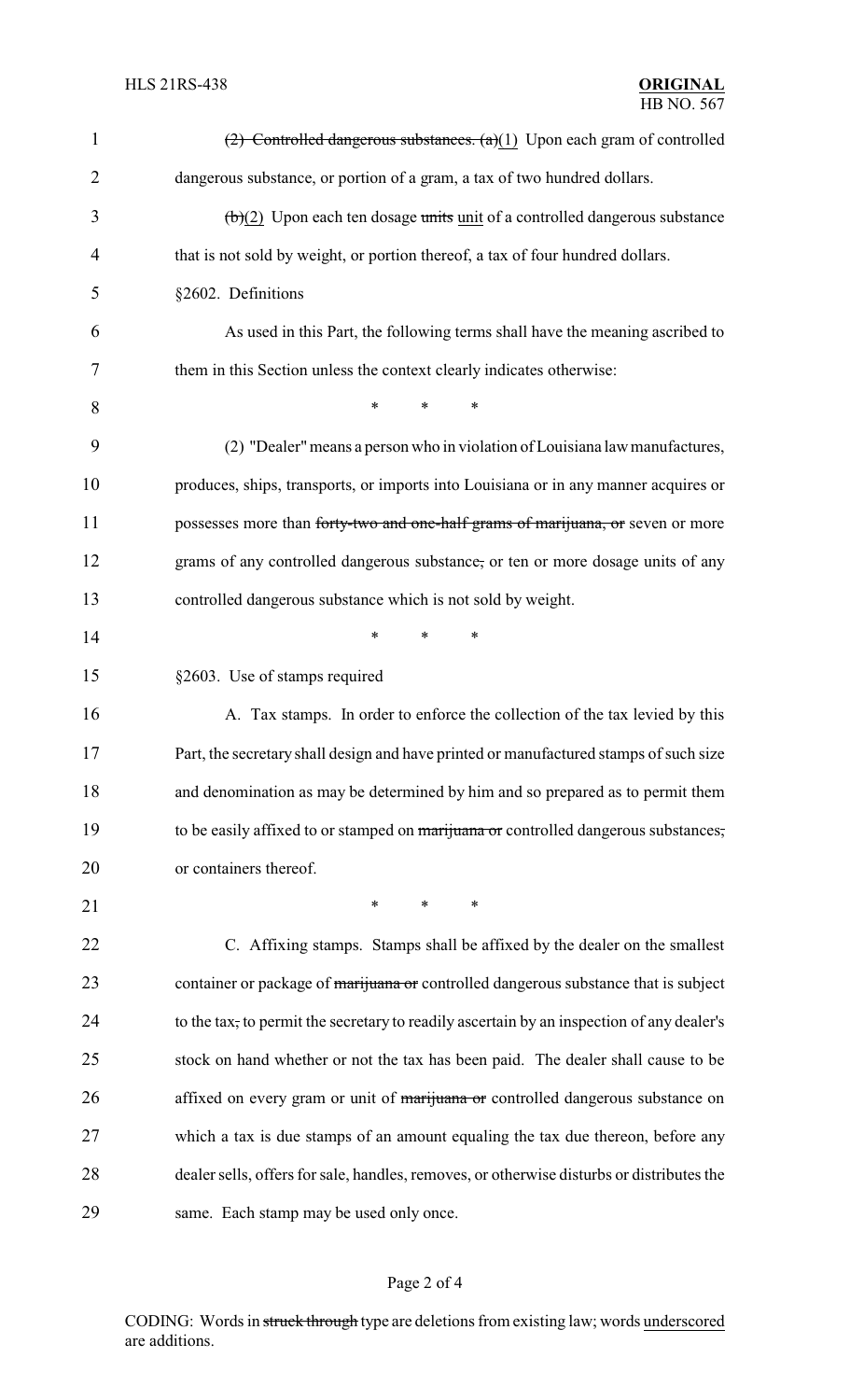~~(2) Controlled dangerous substances. (a)~~<u>(1)</u> Upon each gram of controlled dangerous substance, or portion of a gram, a tax of two hundred dollars.

~~(b)~~<u>(2)</u> Upon each ten dosage ~~units~~ <u>unit</u> of a controlled dangerous substance that is not sold by weight, or portion thereof, a tax of four hundred dollars.

§2602. Definitions

As used in this Part, the following terms shall have the meaning ascribed to them in this Section unless the context clearly indicates otherwise:

\* \* \*

(2) "Dealer" means a person who in violation of Louisiana law manufactures, produces, ships, transports, or imports into Louisiana or in any manner acquires or possesses more than ~~forty-two and one-half grams of marijuana, or~~ seven or more grams of any controlled dangerous substance~~,~~ or ten or more dosage units of any controlled dangerous substance which is not sold by weight.

\* \* \*

§2603. Use of stamps required

A. Tax stamps. In order to enforce the collection of the tax levied by this Part, the secretary shall design and have printed or manufactured stamps of such size and denomination as may be determined by him and so prepared as to permit them to be easily affixed to or stamped on ~~marijuana or~~ controlled dangerous substances~~,~~ or containers thereof.

\* \* \*

C. Affixing stamps. Stamps shall be affixed by the dealer on the smallest container or package of ~~marijuana or~~ controlled dangerous substance that is subject to the tax~~,~~ to permit the secretary to readily ascertain by an inspection of any dealer's stock on hand whether or not the tax has been paid. The dealer shall cause to be affixed on every gram or unit of ~~marijuana or~~ controlled dangerous substance on which a tax is due stamps of an amount equaling the tax due thereon, before any dealer sells, offers for sale, handles, removes, or otherwise disturbs or distributes the same. Each stamp may be used only once.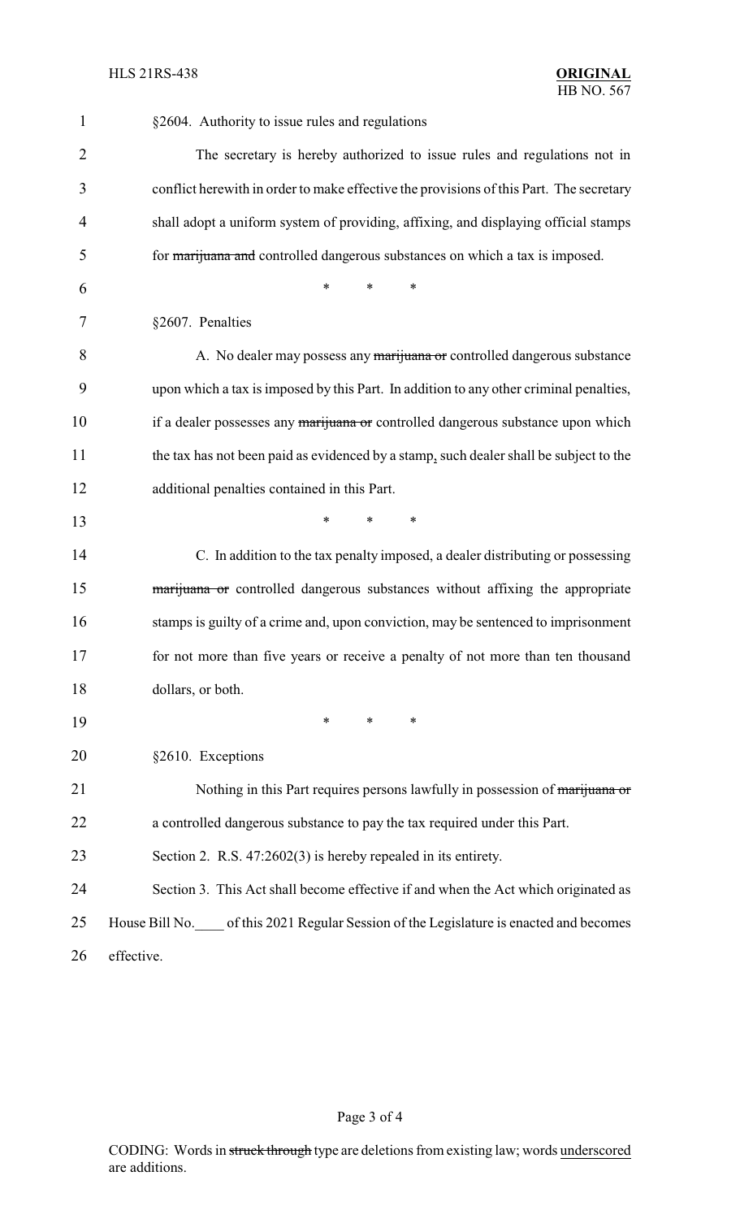§2604. Authority to issue rules and regulations

The secretary is hereby authorized to issue rules and regulations not in conflict herewith in order to make effective the provisions of this Part. The secretary shall adopt a uniform system of providing, affixing, and displaying official stamps for ~~marijuana and~~ controlled dangerous substances on which a tax is imposed.

\* \* \*

§2607. Penalties

A. No dealer may possess any ~~marijuana or~~ controlled dangerous substance upon which a tax is imposed by this Part. In addition to any other criminal penalties, if a dealer possesses any ~~marijuana or~~ controlled dangerous substance upon which the tax has not been paid as evidenced by a stamp<u>,</u> such dealer shall be subject to the additional penalties contained in this Part.

\* \* \*

C. In addition to the tax penalty imposed, a dealer distributing or possessing ~~marijuana or~~ controlled dangerous substances without affixing the appropriate stamps is guilty of a crime and, upon conviction, may be sentenced to imprisonment for not more than five years or receive a penalty of not more than ten thousand dollars, or both.

\* \* \*

§2610. Exceptions

Nothing in this Part requires persons lawfully in possession of ~~marijuana or~~ a controlled dangerous substance to pay the tax required under this Part.

Section 2. R.S. 47:2602(3) is hereby repealed in its entirety.

Section 3. This Act shall become effective if and when the Act which originated as House Bill No.____ of this 2021 Regular Session of the Legislature is enacted and becomes effective.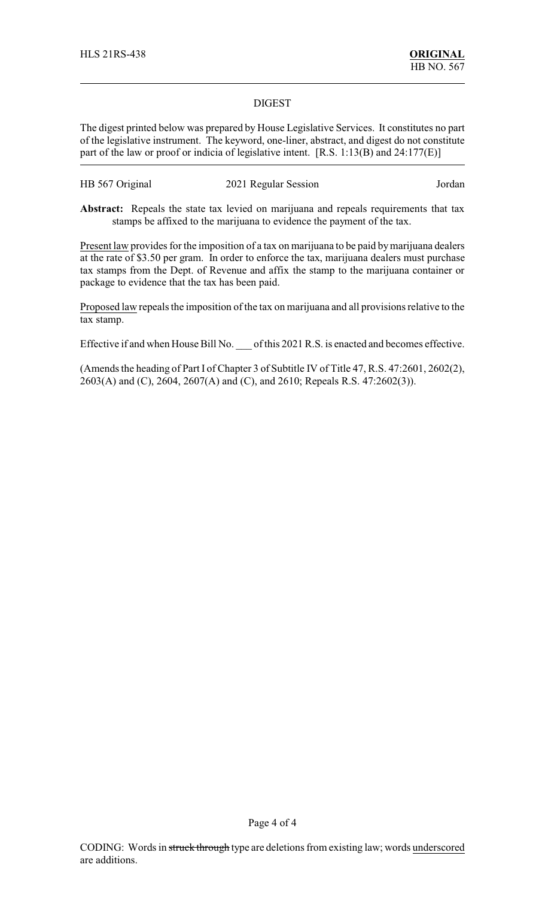## DIGEST

The digest printed below was prepared by House Legislative Services. It constitutes no part of the legislative instrument. The keyword, one-liner, abstract, and digest do not constitute part of the law or proof or indicia of legislative intent. [R.S. 1:13(B) and 24:177(E)]

HB 567 Original 2021 Regular Session Jordan

**Abstract:** Repeals the state tax levied on marijuana and repeals requirements that tax stamps be affixed to the marijuana to evidence the payment of the tax.

Present law provides for the imposition of a tax on marijuana to be paid by marijuana dealers at the rate of $3.50 per gram. In order to enforce the tax, marijuana dealers must purchase tax stamps from the Dept. of Revenue and affix the stamp to the marijuana container or package to evidence that the tax has been paid.

Proposed law repeals the imposition of the tax on marijuana and all provisions relative to the tax stamp.

Effective if and when House Bill No. ___ of this 2021 R.S. is enacted and becomes effective.

(Amends the heading of Part I of Chapter 3 of Subtitle IV of Title 47, R.S. 47:2601, 2602(2), 2603(A) and (C), 2604, 2607(A) and (C), and 2610; Repeals R.S. 47:2602(3)).

CODING: Words in struck through type are deletions from existing law; words underscored are additions.